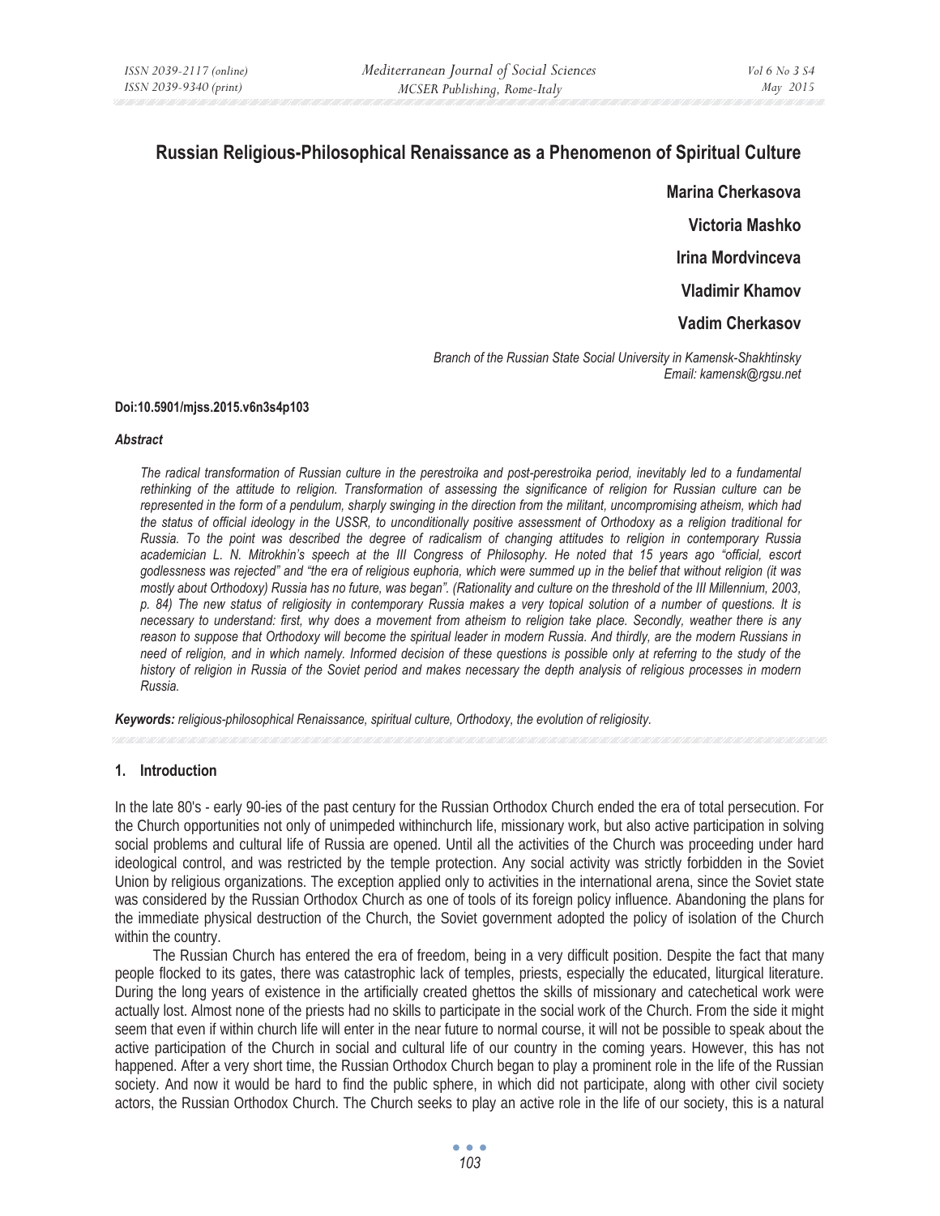# Russian Religious-Philosophical Renaissance as a Phenomenon of Spiritual Culture

**Marina Cherkasova**

**Victoria Mashko**

**Irina Mordvinceva**

**Vladimir Khamov**

**Vadim Cherkasov**

*Branch of the Russian State Social University in Kamensk-Shakhtinsky*
*Email: kamensk@rgsu.net*

**Doi:10.5901/mjss.2015.v6n3s4p103**

***Abstract***

*The radical transformation of Russian culture in the perestroika and post-perestroika period, inevitably led to a fundamental rethinking of the attitude to religion. Transformation of assessing the significance of religion for Russian culture can be represented in the form of a pendulum, sharply swinging in the direction from the militant, uncompromising atheism, which had the status of official ideology in the USSR, to unconditionally positive assessment of Orthodoxy as a religion traditional for Russia. To the point was described the degree of radicalism of changing attitudes to religion in contemporary Russia academician L. N. Mitrokhin's speech at the III Congress of Philosophy. He noted that 15 years ago "official, escort godlessness was rejected" and "the era of religious euphoria, which were summed up in the belief that without religion (it was mostly about Orthodoxy) Russia has no future, was began". (Rationality and culture on the threshold of the III Millennium, 2003, p. 84) The new status of religiosity in contemporary Russia makes a very topical solution of a number of questions. It is necessary to understand: first, why does a movement from atheism to religion take place. Secondly, weather there is any reason to suppose that Orthodoxy will become the spiritual leader in modern Russia. And thirdly, are the modern Russians in need of religion, and in which namely. Informed decision of these questions is possible only at referring to the study of the history of religion in Russia of the Soviet period and makes necessary the depth analysis of religious processes in modern Russia.*

***Keywords:*** *religious-philosophical Renaissance, spiritual culture, Orthodoxy, the evolution of religiosity.*

## 1. Introduction

In the late 80's - early 90-ies of the past century for the Russian Orthodox Church ended the era of total persecution. For the Church opportunities not only of unimpeded withinchurch life, missionary work, but also active participation in solving social problems and cultural life of Russia are opened. Until all the activities of the Church was proceeding under hard ideological control, and was restricted by the temple protection. Any social activity was strictly forbidden in the Soviet Union by religious organizations. The exception applied only to activities in the international arena, since the Soviet state was considered by the Russian Orthodox Church as one of tools of its foreign policy influence. Abandoning the plans for the immediate physical destruction of the Church, the Soviet government adopted the policy of isolation of the Church within the country.

The Russian Church has entered the era of freedom, being in a very difficult position. Despite the fact that many people flocked to its gates, there was catastrophic lack of temples, priests, especially the educated, liturgical literature. During the long years of existence in the artificially created ghettos the skills of missionary and catechetical work were actually lost. Almost none of the priests had no skills to participate in the social work of the Church. From the side it might seem that even if within church life will enter in the near future to normal course, it will not be possible to speak about the active participation of the Church in social and cultural life of our country in the coming years. However, this has not happened. After a very short time, the Russian Orthodox Church began to play a prominent role in the life of the Russian society. And now it would be hard to find the public sphere, in which did not participate, along with other civil society actors, the Russian Orthodox Church. The Church seeks to play an active role in the life of our society, this is a natural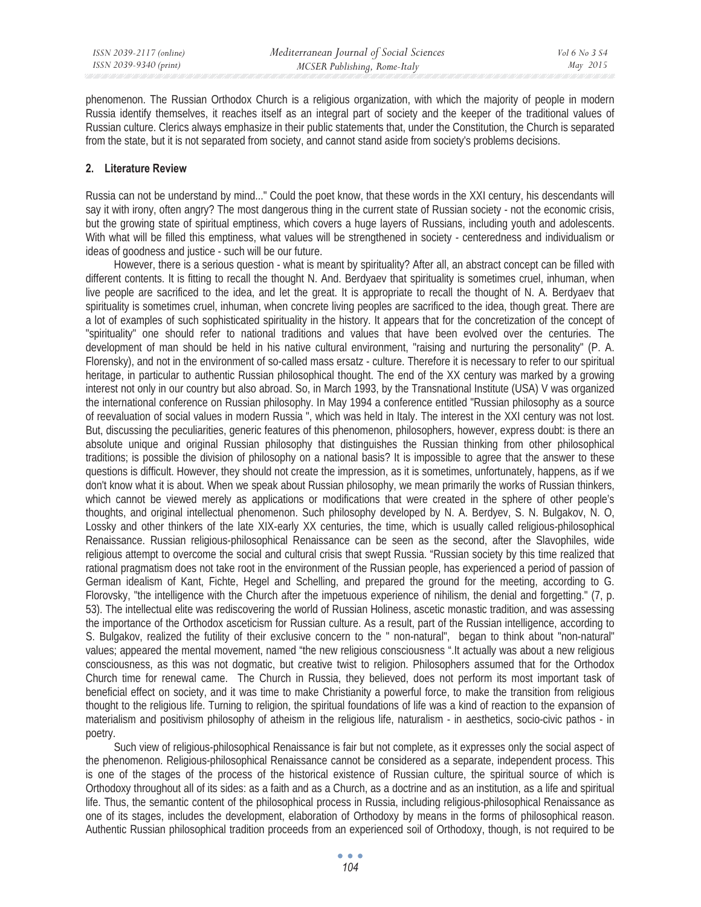phenomenon. The Russian Orthodox Church is a religious organization, with which the majority of people in modern Russia identify themselves, it reaches itself as an integral part of society and the keeper of the traditional values of Russian culture. Clerics always emphasize in their public statements that, under the Constitution, the Church is separated from the state, but it is not separated from society, and cannot stand aside from society's problems decisions.

## 2. Literature Review

Russia can not be understand by mind..." Could the poet know, that these words in the XXI century, his descendants will say it with irony, often angry? The most dangerous thing in the current state of Russian society - not the economic crisis, but the growing state of spiritual emptiness, which covers a huge layers of Russians, including youth and adolescents. With what will be filled this emptiness, what values will be strengthened in society - centeredness and individualism or ideas of goodness and justice - such will be our future.

However, there is a serious question - what is meant by spirituality? After all, an abstract concept can be filled with different contents. It is fitting to recall the thought N. And. Berdyaev that spirituality is sometimes cruel, inhuman, when live people are sacrificed to the idea, and let the great. It is appropriate to recall the thought of N. A. Berdyaev that spirituality is sometimes cruel, inhuman, when concrete living peoples are sacrificed to the idea, though great. There are a lot of examples of such sophisticated spirituality in the history. It appears that for the concretization of the concept of "spirituality" one should refer to national traditions and values that have been evolved over the centuries. The development of man should be held in his native cultural environment, "raising and nurturing the personality" (P. A. Florensky), and not in the environment of so-called mass ersatz - culture. Therefore it is necessary to refer to our spiritual heritage, in particular to authentic Russian philosophical thought. The end of the XX century was marked by a growing interest not only in our country but also abroad. So, in March 1993, by the Transnational Institute (USA) V was organized the international conference on Russian philosophy. In May 1994 a conference entitled "Russian philosophy as a source of reevaluation of social values in modern Russia ", which was held in Italy. The interest in the XXI century was not lost. But, discussing the peculiarities, generic features of this phenomenon, philosophers, however, express doubt: is there an absolute unique and original Russian philosophy that distinguishes the Russian thinking from other philosophical traditions; is possible the division of philosophy on a national basis? It is impossible to agree that the answer to these questions is difficult. However, they should not create the impression, as it is sometimes, unfortunately, happens, as if we don't know what it is about. When we speak about Russian philosophy, we mean primarily the works of Russian thinkers, which cannot be viewed merely as applications or modifications that were created in the sphere of other people's thoughts, and original intellectual phenomenon. Such philosophy developed by N. A. Berdyev, S. N. Bulgakov, N. O, Lossky and other thinkers of the late XIX-early XX centuries, the time, which is usually called religious-philosophical Renaissance. Russian religious-philosophical Renaissance can be seen as the second, after the Slavophiles, wide religious attempt to overcome the social and cultural crisis that swept Russia. "Russian society by this time realized that rational pragmatism does not take root in the environment of the Russian people, has experienced a period of passion of German idealism of Kant, Fichte, Hegel and Schelling, and prepared the ground for the meeting, according to G. Florovsky, "the intelligence with the Church after the impetuous experience of nihilism, the denial and forgetting." (7, p. 53). The intellectual elite was rediscovering the world of Russian Holiness, ascetic monastic tradition, and was assessing the importance of the Orthodox asceticism for Russian culture. As a result, part of the Russian intelligence, according to S. Bulgakov, realized the futility of their exclusive concern to the " non-natural", began to think about "non-natural" values; appeared the mental movement, named "the new religious consciousness ".It actually was about a new religious consciousness, as this was not dogmatic, but creative twist to religion. Philosophers assumed that for the Orthodox Church time for renewal came. The Church in Russia, they believed, does not perform its most important task of beneficial effect on society, and it was time to make Christianity a powerful force, to make the transition from religious thought to the religious life. Turning to religion, the spiritual foundations of life was a kind of reaction to the expansion of materialism and positivism philosophy of atheism in the religious life, naturalism - in aesthetics, socio-civic pathos - in poetry.

Such view of religious-philosophical Renaissance is fair but not complete, as it expresses only the social aspect of the phenomenon. Religious-philosophical Renaissance cannot be considered as a separate, independent process. This is one of the stages of the process of the historical existence of Russian culture, the spiritual source of which is Orthodoxy throughout all of its sides: as a faith and as a Church, as a doctrine and as an institution, as a life and spiritual life. Thus, the semantic content of the philosophical process in Russia, including religious-philosophical Renaissance as one of its stages, includes the development, elaboration of Orthodoxy by means in the forms of philosophical reason. Authentic Russian philosophical tradition proceeds from an experienced soil of Orthodoxy, though, is not required to be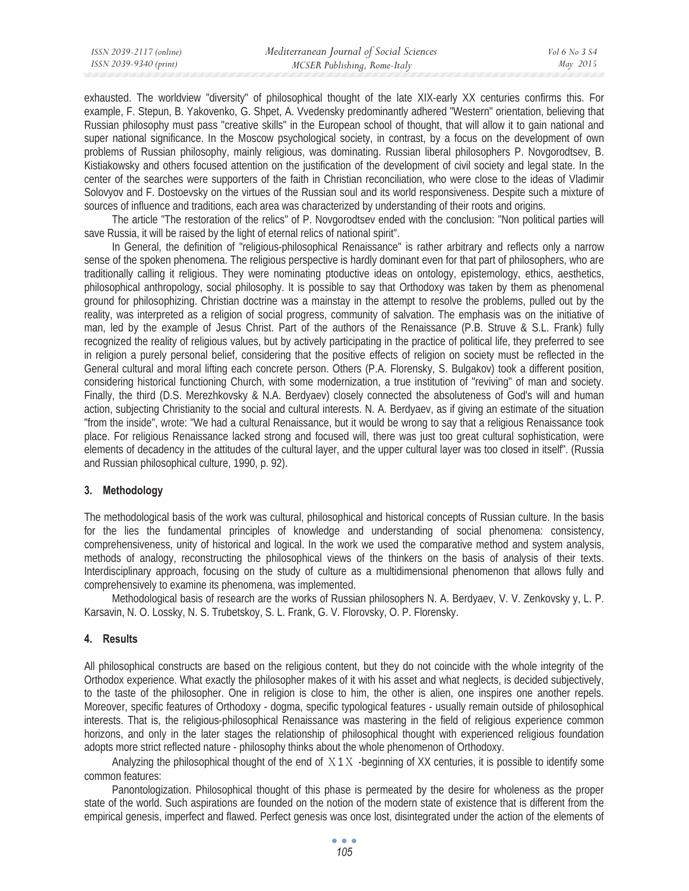exhausted. The worldview "diversity" of philosophical thought of the late XIX-early XX centuries confirms this. For example, F. Stepun, B. Yakovenko, G. Shpet, A. Vvedensky predominantly adhered "Western" orientation, believing that Russian philosophy must pass "creative skills" in the European school of thought, that will allow it to gain national and super national significance. In the Moscow psychological society, in contrast, by a focus on the development of own problems of Russian philosophy, mainly religious, was dominating. Russian liberal philosophers P. Novgorodtsev, B. Kistiakowsky and others focused attention on the justification of the development of civil society and legal state. In the center of the searches were supporters of the faith in Christian reconciliation, who were close to the ideas of Vladimir Solovyov and F. Dostoevsky on the virtues of the Russian soul and its world responsiveness. Despite such a mixture of sources of influence and traditions, each area was characterized by understanding of their roots and origins.

The article "The restoration of the relics" of P. Novgorodtsev ended with the conclusion: "Non political parties will save Russia, it will be raised by the light of eternal relics of national spirit".

In General, the definition of "religious-philosophical Renaissance" is rather arbitrary and reflects only a narrow sense of the spoken phenomena. The religious perspective is hardly dominant even for that part of philosophers, who are traditionally calling it religious. They were nominating ptoductive ideas on ontology, epistemology, ethics, aesthetics, philosophical anthropology, social philosophy. It is possible to say that Orthodoxy was taken by them as phenomenal ground for philosophizing. Christian doctrine was a mainstay in the attempt to resolve the problems, pulled out by the reality, was interpreted as a religion of social progress, community of salvation. The emphasis was on the initiative of man, led by the example of Jesus Christ. Part of the authors of the Renaissance (P.B. Struve & S.L. Frank) fully recognized the reality of religious values, but by actively participating in the practice of political life, they preferred to see in religion a purely personal belief, considering that the positive effects of religion on society must be reflected in the General cultural and moral lifting each concrete person. Others (P.A. Florensky, S. Bulgakov) took a different position, considering historical functioning Church, with some modernization, a true institution of "reviving" of man and society. Finally, the third (D.S. Merezhkovsky & N.A. Berdyaev) closely connected the absoluteness of God's will and human action, subjecting Christianity to the social and cultural interests. N. A. Berdyaev, as if giving an estimate of the situation "from the inside", wrote: "We had a cultural Renaissance, but it would be wrong to say that a religious Renaissance took place. For religious Renaissance lacked strong and focused will, there was just too great cultural sophistication, were elements of decadency in the attitudes of the cultural layer, and the upper cultural layer was too closed in itself". (Russia and Russian philosophical culture, 1990, p. 92).

## 3. Methodology

The methodological basis of the work was cultural, philosophical and historical concepts of Russian culture. In the basis for the lies the fundamental principles of knowledge and understanding of social phenomena: consistency, comprehensiveness, unity of historical and logical. In the work we used the comparative method and system analysis, methods of analogy, reconstructing the philosophical views of the thinkers on the basis of analysis of their texts. Interdisciplinary approach, focusing on the study of culture as a multidimensional phenomenon that allows fully and comprehensively to examine its phenomena, was implemented.

Methodological basis of research are the works of Russian philosophers N. A. Berdyaev, V. V. Zenkovsky y, L. P. Karsavin, N. O. Lossky, N. S. Trubetskoy, S. L. Frank, G. V. Florovsky, O. P. Florensky.

## 4. Results

All philosophical constructs are based on the religious content, but they do not coincide with the whole integrity of the Orthodox experience. What exactly the philosopher makes of it with his asset and what neglects, is decided subjectively, to the taste of the philosopher. One in religion is close to him, the other is alien, one inspires one another repels. Moreover, specific features of Orthodoxy - dogma, specific typological features - usually remain outside of philosophical interests. That is, the religious-philosophical Renaissance was mastering in the field of religious experience common horizons, and only in the later stages the relationship of philosophical thought with experienced religious foundation adopts more strict reflected nature - philosophy thinks about the whole phenomenon of Orthodoxy.

Analyzing the philosophical thought of the end of Х1Х -beginning of XX centuries, it is possible to identify some common features:

Panontologization. Philosophical thought of this phase is permeated by the desire for wholeness as the proper state of the world. Such aspirations are founded on the notion of the modern state of existence that is different from the empirical genesis, imperfect and flawed. Perfect genesis was once lost, disintegrated under the action of the elements of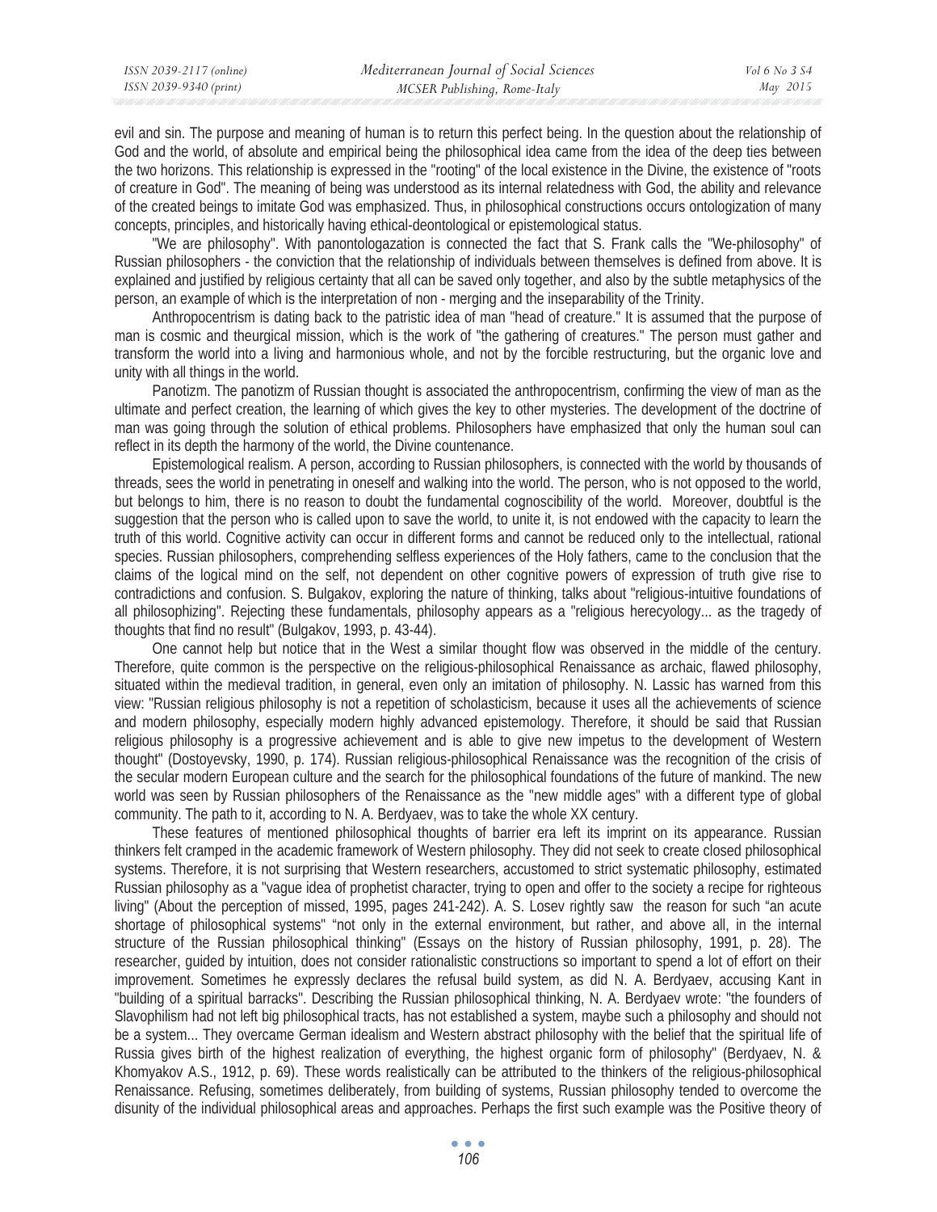evil and sin. The purpose and meaning of human is to return this perfect being. In the question about the relationship of God and the world, of absolute and empirical being the philosophical idea came from the idea of the deep ties between the two horizons. This relationship is expressed in the "rooting" of the local existence in the Divine, the existence of "roots of creature in God". The meaning of being was understood as its internal relatedness with God, the ability and relevance of the created beings to imitate God was emphasized. Thus, in philosophical constructions occurs ontologization of many concepts, principles, and historically having ethical-deontological or epistemological status.

"We are philosophy". With panontologazation is connected the fact that S. Frank calls the "We-philosophy" of Russian philosophers - the conviction that the relationship of individuals between themselves is defined from above. It is explained and justified by religious certainty that all can be saved only together, and also by the subtle metaphysics of the person, an example of which is the interpretation of non - merging and the inseparability of the Trinity.

Anthropocentrism is dating back to the patristic idea of man "head of creature." It is assumed that the purpose of man is cosmic and theurgical mission, which is the work of "the gathering of creatures." The person must gather and transform the world into a living and harmonious whole, and not by the forcible restructuring, but the organic love and unity with all things in the world.

Panotizm. The panotizm of Russian thought is associated the anthropocentrism, confirming the view of man as the ultimate and perfect creation, the learning of which gives the key to other mysteries. The development of the doctrine of man was going through the solution of ethical problems. Philosophers have emphasized that only the human soul can reflect in its depth the harmony of the world, the Divine countenance.

Epistemological realism. A person, according to Russian philosophers, is connected with the world by thousands of threads, sees the world in penetrating in oneself and walking into the world. The person, who is not opposed to the world, but belongs to him, there is no reason to doubt the fundamental cognoscibility of the world. Moreover, doubtful is the suggestion that the person who is called upon to save the world, to unite it, is not endowed with the capacity to learn the truth of this world. Cognitive activity can occur in different forms and cannot be reduced only to the intellectual, rational species. Russian philosophers, comprehending selfless experiences of the Holy fathers, came to the conclusion that the claims of the logical mind on the self, not dependent on other cognitive powers of expression of truth give rise to contradictions and confusion. S. Bulgakov, exploring the nature of thinking, talks about "religious-intuitive foundations of all philosophizing". Rejecting these fundamentals, philosophy appears as a "religious herecyology... as the tragedy of thoughts that find no result" (Bulgakov, 1993, p. 43-44).

One cannot help but notice that in the West a similar thought flow was observed in the middle of the century. Therefore, quite common is the perspective on the religious-philosophical Renaissance as archaic, flawed philosophy, situated within the medieval tradition, in general, even only an imitation of philosophy. N. Lassic has warned from this view: "Russian religious philosophy is not a repetition of scholasticism, because it uses all the achievements of science and modern philosophy, especially modern highly advanced epistemology. Therefore, it should be said that Russian religious philosophy is a progressive achievement and is able to give new impetus to the development of Western thought" (Dostoyevsky, 1990, p. 174). Russian religious-philosophical Renaissance was the recognition of the crisis of the secular modern European culture and the search for the philosophical foundations of the future of mankind. The new world was seen by Russian philosophers of the Renaissance as the "new middle ages" with a different type of global community. The path to it, according to N. A. Berdyaev, was to take the whole XX century.

These features of mentioned philosophical thoughts of barrier era left its imprint on its appearance. Russian thinkers felt cramped in the academic framework of Western philosophy. They did not seek to create closed philosophical systems. Therefore, it is not surprising that Western researchers, accustomed to strict systematic philosophy, estimated Russian philosophy as a "vague idea of prophetist character, trying to open and offer to the society a recipe for righteous living" (About the perception of missed, 1995, pages 241-242). A. S. Losev rightly saw the reason for such "an acute shortage of philosophical systems" "not only in the external environment, but rather, and above all, in the internal structure of the Russian philosophical thinking" (Essays on the history of Russian philosophy, 1991, p. 28). The researcher, guided by intuition, does not consider rationalistic constructions so important to spend a lot of effort on their improvement. Sometimes he expressly declares the refusal build system, as did N. A. Berdyaev, accusing Kant in "building of a spiritual barracks". Describing the Russian philosophical thinking, N. A. Berdyaev wrote: "the founders of Slavophilism had not left big philosophical tracts, has not established a system, maybe such a philosophy and should not be a system... They overcame German idealism and Western abstract philosophy with the belief that the spiritual life of Russia gives birth of the highest realization of everything, the highest organic form of philosophy" (Berdyaev, N. & Khomyakov A.S., 1912, p. 69). These words realistically can be attributed to the thinkers of the religious-philosophical Renaissance. Refusing, sometimes deliberately, from building of systems, Russian philosophy tended to overcome the disunity of the individual philosophical areas and approaches. Perhaps the first such example was the Positive theory of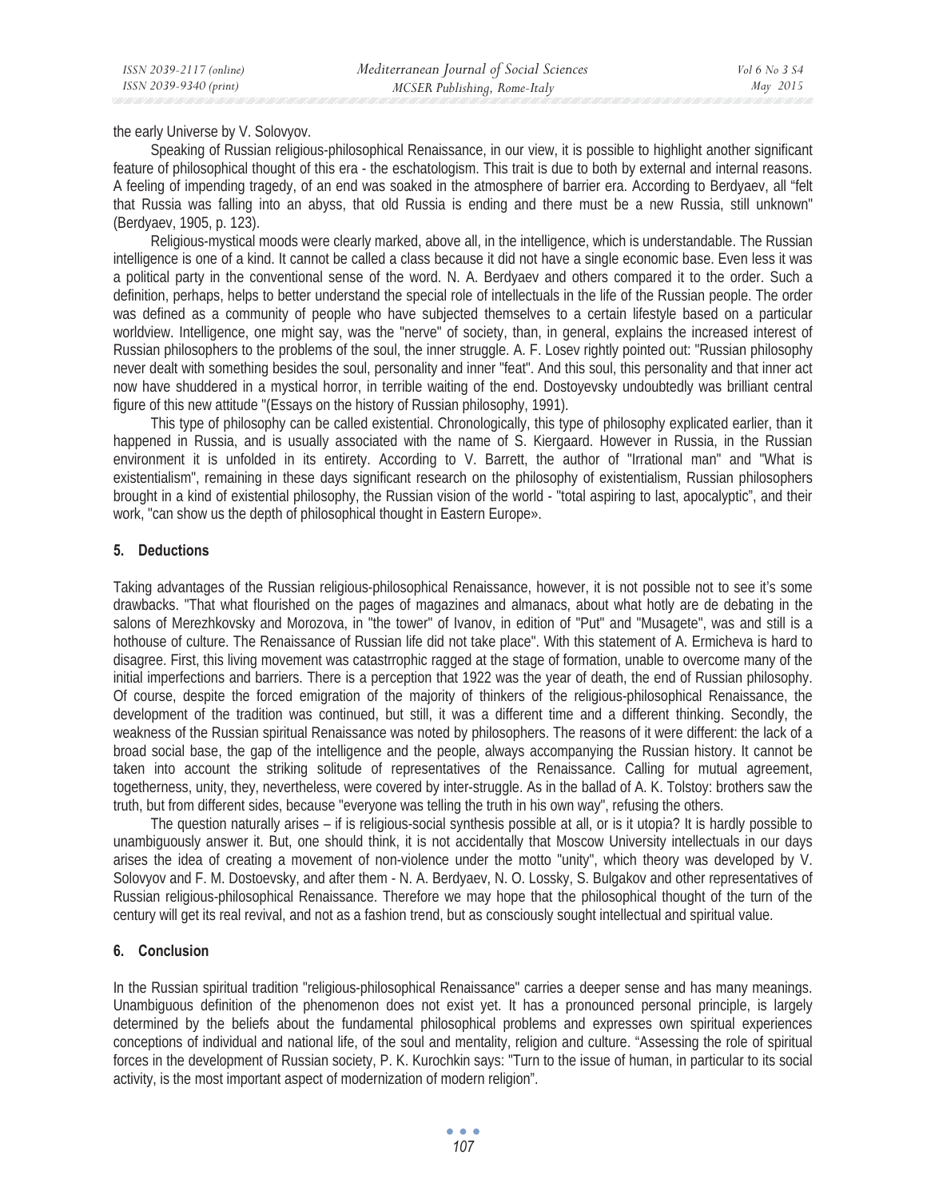the early Universe by V. Solovyov.

Speaking of Russian religious-philosophical Renaissance, in our view, it is possible to highlight another significant feature of philosophical thought of this era - the eschatologism. This trait is due to both by external and internal reasons. A feeling of impending tragedy, of an end was soaked in the atmosphere of barrier era. According to Berdyaev, all "felt that Russia was falling into an abyss, that old Russia is ending and there must be a new Russia, still unknown" (Berdyaev, 1905, p. 123).

Religious-mystical moods were clearly marked, above all, in the intelligence, which is understandable. The Russian intelligence is one of a kind. It cannot be called a class because it did not have a single economic base. Even less it was a political party in the conventional sense of the word. N. A. Berdyaev and others compared it to the order. Such a definition, perhaps, helps to better understand the special role of intellectuals in the life of the Russian people. The order was defined as a community of people who have subjected themselves to a certain lifestyle based on a particular worldview. Intelligence, one might say, was the "nerve" of society, than, in general, explains the increased interest of Russian philosophers to the problems of the soul, the inner struggle. A. F. Losev rightly pointed out: "Russian philosophy never dealt with something besides the soul, personality and inner "feat". And this soul, this personality and that inner act now have shuddered in a mystical horror, in terrible waiting of the end. Dostoyevsky undoubtedly was brilliant central figure of this new attitude "(Essays on the history of Russian philosophy, 1991).

This type of philosophy can be called existential. Chronologically, this type of philosophy explicated earlier, than it happened in Russia, and is usually associated with the name of S. Kiergaard. However in Russia, in the Russian environment it is unfolded in its entirety. According to V. Barrett, the author of "Irrational man" and "What is existentialism", remaining in these days significant research on the philosophy of existentialism, Russian philosophers brought in a kind of existential philosophy, the Russian vision of the world - "total aspiring to last, apocalyptic", and their work, "can show us the depth of philosophical thought in Eastern Europe».

## 5. Deductions

Taking advantages of the Russian religious-philosophical Renaissance, however, it is not possible not to see it's some drawbacks. "That what flourished on the pages of magazines and almanacs, about what hotly are de debating in the salons of Merezhkovsky and Morozova, in "the tower" of Ivanov, in edition of "Put" and "Musagete", was and still is a hothouse of culture. The Renaissance of Russian life did not take place". With this statement of A. Ermicheva is hard to disagree. First, this living movement was catastrrophic ragged at the stage of formation, unable to overcome many of the initial imperfections and barriers. There is a perception that 1922 was the year of death, the end of Russian philosophy. Of course, despite the forced emigration of the majority of thinkers of the religious-philosophical Renaissance, the development of the tradition was continued, but still, it was a different time and a different thinking. Secondly, the weakness of the Russian spiritual Renaissance was noted by philosophers. The reasons of it were different: the lack of a broad social base, the gap of the intelligence and the people, always accompanying the Russian history. It cannot be taken into account the striking solitude of representatives of the Renaissance. Calling for mutual agreement, togetherness, unity, they, nevertheless, were covered by inter-struggle. As in the ballad of A. K. Tolstoy: brothers saw the truth, but from different sides, because "everyone was telling the truth in his own way", refusing the others.

The question naturally arises – if is religious-social synthesis possible at all, or is it utopia? It is hardly possible to unambiguously answer it. But, one should think, it is not accidentally that Moscow University intellectuals in our days arises the idea of creating a movement of non-violence under the motto "unity", which theory was developed by V. Solovyov and F. M. Dostoevsky, and after them - N. A. Berdyaev, N. O. Lossky, S. Bulgakov and other representatives of Russian religious-philosophical Renaissance. Therefore we may hope that the philosophical thought of the turn of the century will get its real revival, and not as a fashion trend, but as consciously sought intellectual and spiritual value.

## 6. Conclusion

In the Russian spiritual tradition "religious-philosophical Renaissance" carries a deeper sense and has many meanings. Unambiguous definition of the phenomenon does not exist yet. It has a pronounced personal principle, is largely determined by the beliefs about the fundamental philosophical problems and expresses own spiritual experiences conceptions of individual and national life, of the soul and mentality, religion and culture. "Assessing the role of spiritual forces in the development of Russian society, P. K. Kurochkin says: "Turn to the issue of human, in particular to its social activity, is the most important aspect of modernization of modern religion".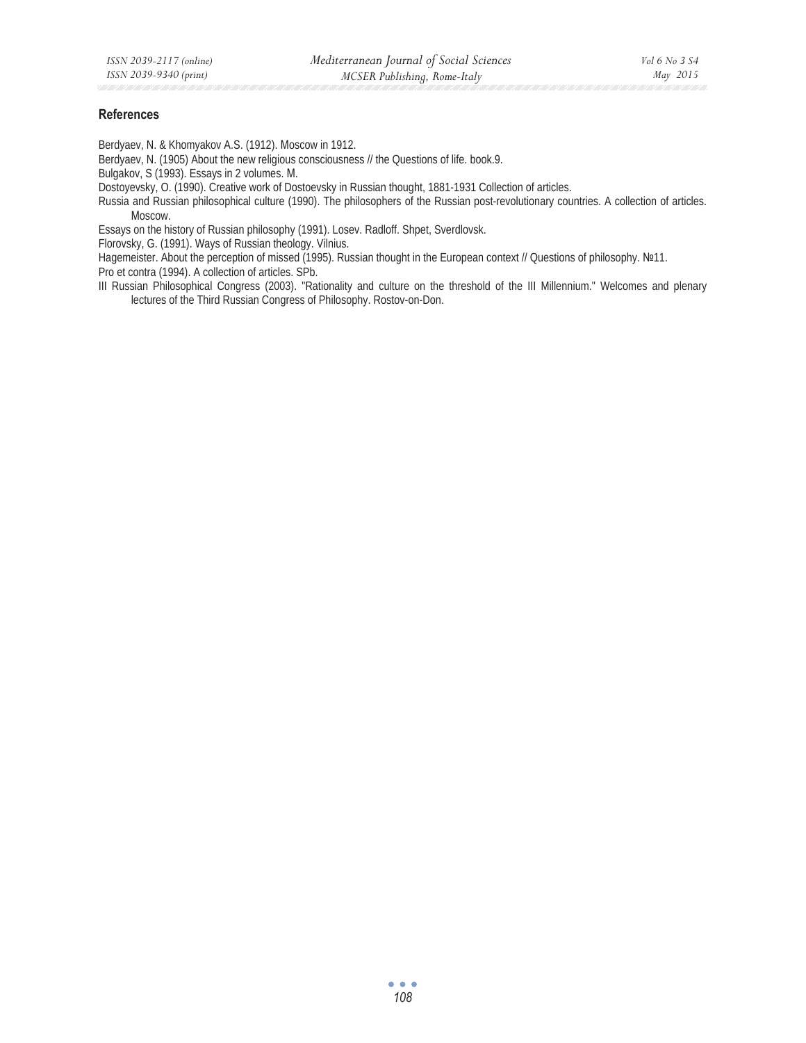## References

Berdyaev, N. & Khomyakov A.S. (1912). Moscow in 1912.

Berdyaev, N. (1905) About the new religious consciousness // the Questions of life. book.9.

Bulgakov, S (1993). Essays in 2 volumes. M.

Dostoyevsky, O. (1990). Creative work of Dostoevsky in Russian thought, 1881-1931 Collection of articles.

Russia and Russian philosophical culture (1990). The philosophers of the Russian post-revolutionary countries. A collection of articles. Moscow.

Essays on the history of Russian philosophy (1991). Losev. Radloff. Shpet, Sverdlovsk.

Florovsky, G. (1991). Ways of Russian theology. Vilnius.

Hagemeister. About the perception of missed (1995). Russian thought in the European context // Questions of philosophy. №11.

Pro et contra (1994). A collection of articles. SPb.

III Russian Philosophical Congress (2003). "Rationality and culture on the threshold of the III Millennium." Welcomes and plenary lectures of the Third Russian Congress of Philosophy. Rostov-on-Don.